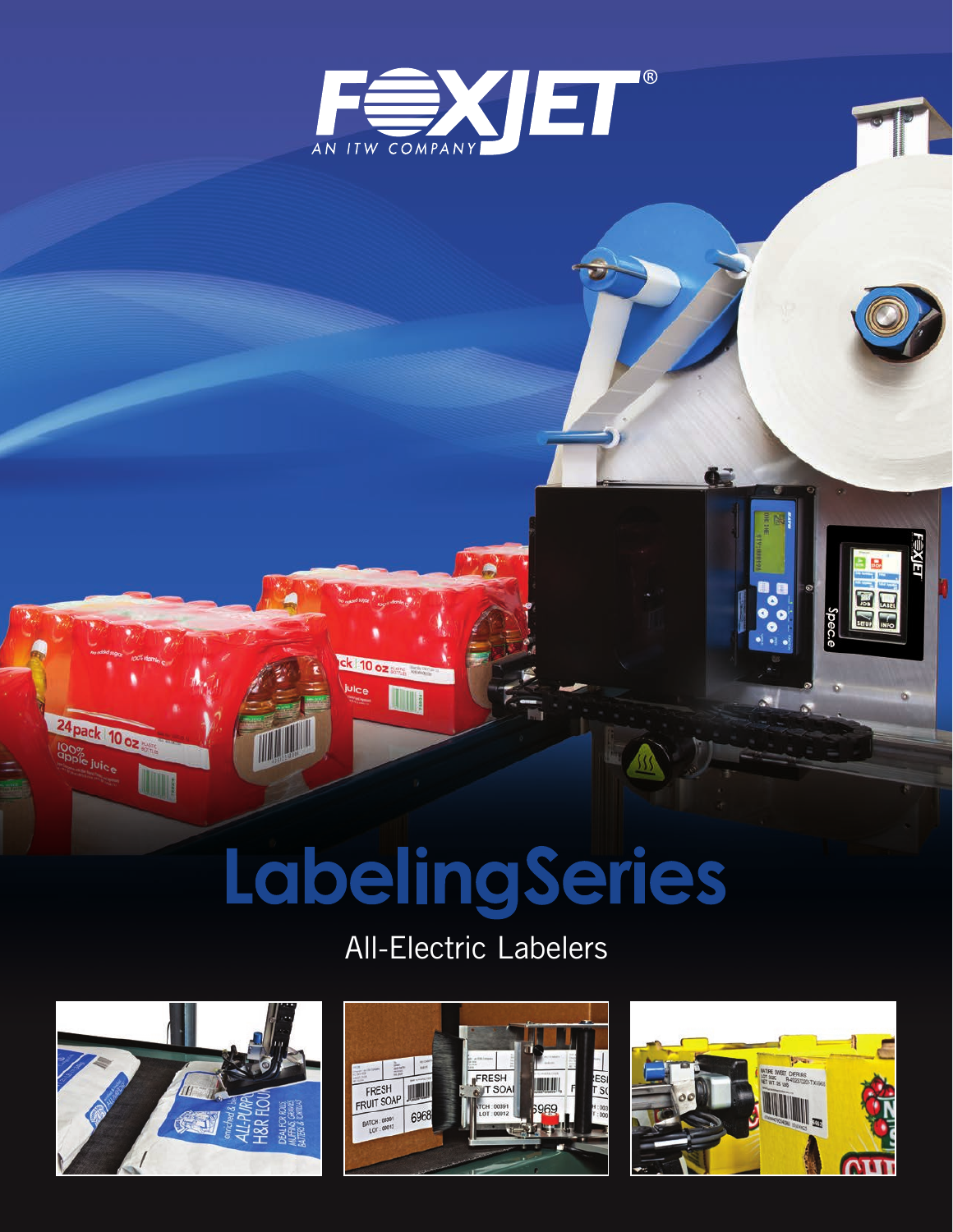# FOXJET®

AN ITW COMPANY

# LabelingSeries

## All-Electric Labelers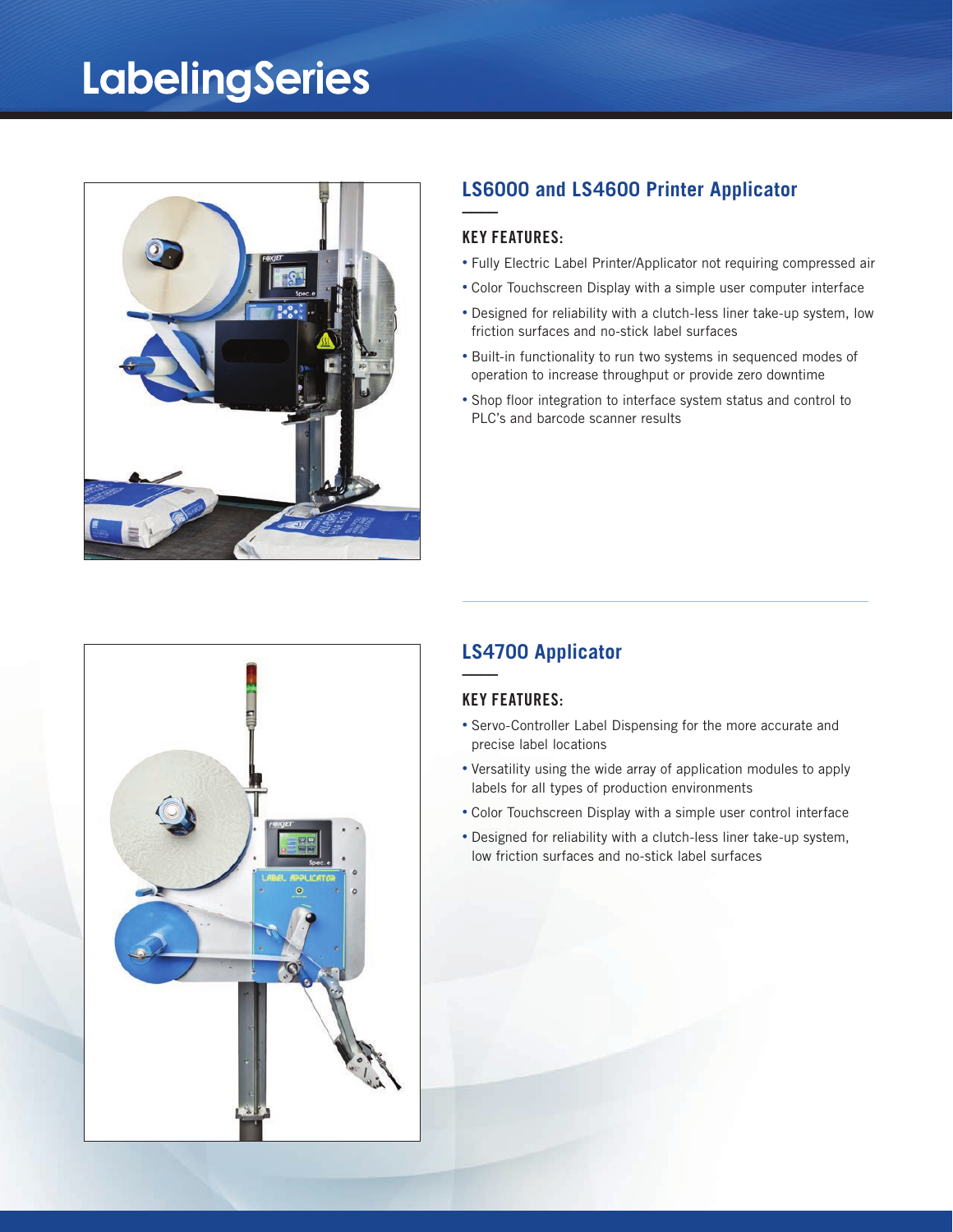# LabelingSeries

## LS6000 and LS4600 Printer Applicator

### KEY FEATURES:

- Fully Electric Label Printer/Applicator not requiring compressed air
- Color Touchscreen Display with a simple user computer interface
- Designed for reliability with a clutch-less liner take-up system, low friction surfaces and no-stick label surfaces
- Built-in functionality to run two systems in sequenced modes of operation to increase throughput or provide zero downtime
- Shop floor integration to interface system status and control to PLC's and barcode scanner results

## LS4700 Applicator

### KEY FEATURES:

- Servo-Controller Label Dispensing for the more accurate and precise label locations
- Versatility using the wide array of application modules to apply labels for all types of production environments
- Color Touchscreen Display with a simple user control interface
- Designed for reliability with a clutch-less liner take-up system, low friction surfaces and no-stick label surfaces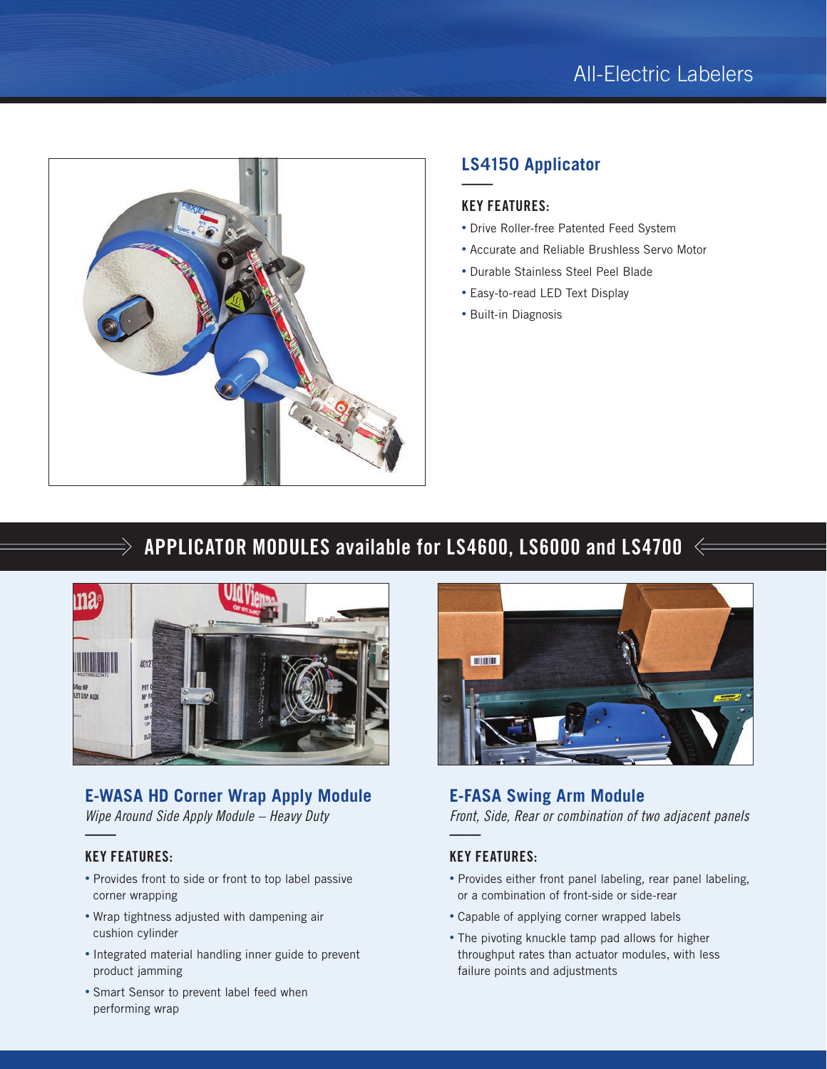## LS4150 Applicator

### KEY FEATURES:

- Drive Roller-free Patented Feed System
- Accurate and Reliable Brushless Servo Motor
- Durable Stainless Steel Peel Blade
- Easy-to-read LED Text Display
- Built-in Diagnosis

## APPLICATOR MODULES available for LS4600, LS6000 and LS4700

### E-WASA HD Corner Wrap Apply Module

*Wipe Around Side Apply Module – Heavy Duty*

#### KEY FEATURES:

- Provides front to side or front to top label passive corner wrapping
- Wrap tightness adjusted with dampening air cushion cylinder
- Integrated material handling inner guide to prevent product jamming
- Smart Sensor to prevent label feed when performing wrap

### E-FASA Swing Arm Module

*Front, Side, Rear or combination of two adjacent panels*

#### KEY FEATURES:

- Provides either front panel labeling, rear panel labeling, or a combination of front-side or side-rear
- Capable of applying corner wrapped labels
- The pivoting knuckle tamp pad allows for higher throughput rates than actuator modules, with less failure points and adjustments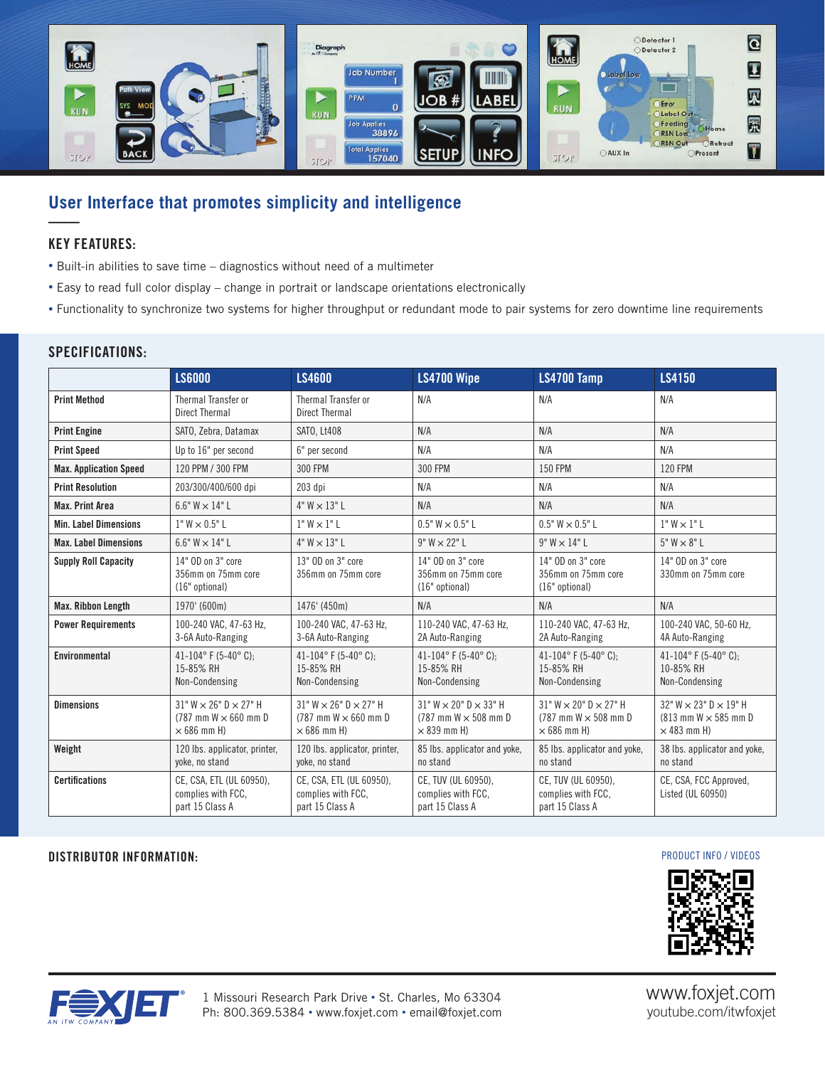## User Interface that promotes simplicity and intelligence

### KEY FEATURES:

- Built-in abilities to save time – diagnostics without need of a multimeter
- Easy to read full color display – change in portrait or landscape orientations electronically
- Functionality to synchronize two systems for higher throughput or redundant mode to pair systems for zero downtime line requirements

### SPECIFICATIONS:

| | LS6000 | LS4600 | LS4700 Wipe | LS4700 Tamp | LS4150 |
|---|---|---|---|---|---|
| **Print Method** | Thermal Transfer or Direct Thermal | Thermal Transfer or Direct Thermal | N/A | N/A | N/A |
| **Print Engine** | SATO, Zebra, Datamax | SATO, Lt408 | N/A | N/A | N/A |
| **Print Speed** | Up to 16" per second | 6" per second | N/A | N/A | N/A |
| **Max. Application Speed** | 120 PPM / 300 FPM | 300 FPM | 300 FPM | 150 FPM | 120 FPM |
| **Print Resolution** | 203/300/400/600 dpi | 203 dpi | N/A | N/A | N/A |
| **Max. Print Area** | 6.6" W × 14" L | 4" W × 13" L | N/A | N/A | N/A |
| **Min. Label Dimensions** | 1" W × 0.5" L | 1" W × 1" L | 0.5" W × 0.5" L | 0.5" W × 0.5" L | 1" W × 1" L |
| **Max. Label Dimensions** | 6.6" W × 14" L | 4" W × 13" L | 9" W × 22" L | 9" W × 14" L | 5" W × 8" L |
| **Supply Roll Capacity** | 14" OD on 3" core 356mm on 75mm core (16" optional) | 13" OD on 3" core 356mm on 75mm core | 14" OD on 3" core 356mm on 75mm core (16" optional) | 14" OD on 3" core 356mm on 75mm core (16" optional) | 14" OD on 3" core 330mm on 75mm core |
| **Max. Ribbon Length** | 1970' (600m) | 1476' (450m) | N/A | N/A | N/A |
| **Power Requirements** | 100-240 VAC, 47-63 Hz, 3-6A Auto-Ranging | 100-240 VAC, 47-63 Hz, 3-6A Auto-Ranging | 110-240 VAC, 47-63 Hz, 2A Auto-Ranging | 110-240 VAC, 47-63 Hz, 2A Auto-Ranging | 100-240 VAC, 50-60 Hz, 4A Auto-Ranging |
| **Environmental** | 41-104° F (5-40° C); 15-85% RH Non-Condensing | 41-104° F (5-40° C); 15-85% RH Non-Condensing | 41-104° F (5-40° C); 15-85% RH Non-Condensing | 41-104° F (5-40° C); 15-85% RH Non-Condensing | 41-104° F (5-40° C); 10-85% RH Non-Condensing |
| **Dimensions** | 31" W × 26" D × 27" H (787 mm W × 660 mm D × 686 mm H) | 31" W × 26" D × 27" H (787 mm W × 660 mm D × 686 mm H) | 31" W × 20" D × 33" H (787 mm W × 508 mm D × 839 mm H) | 31" W × 20" D × 27" H (787 mm W × 508 mm D × 686 mm H) | 32" W × 23" D × 19" H (813 mm W × 585 mm D × 483 mm H) |
| **Weight** | 120 lbs. applicator, printer, yoke, no stand | 120 lbs. applicator, printer, yoke, no stand | 85 lbs. applicator and yoke, no stand | 85 lbs. applicator and yoke, no stand | 38 lbs. applicator and yoke, no stand |
| **Certifications** | CE, CSA, ETL (UL 60950), complies with FCC, part 15 Class A | CE, CSA, ETL (UL 60950), complies with FCC, part 15 Class A | CE, TUV (UL 60950), complies with FCC, part 15 Class A | CE, TUV (UL 60950), complies with FCC, part 15 Class A | CE, CSA, FCC Approved, Listed (UL 60950) |

### DISTRIBUTOR INFORMATION:

PRODUCT INFO / VIDEOS

FOXJET® AN ITW COMPANY

1 Missouri Research Park Drive • St. Charles, Mo 63304
Ph: 800.369.5384 • www.foxjet.com • email@foxjet.com

www.foxjet.com
youtube.com/itwfoxjet